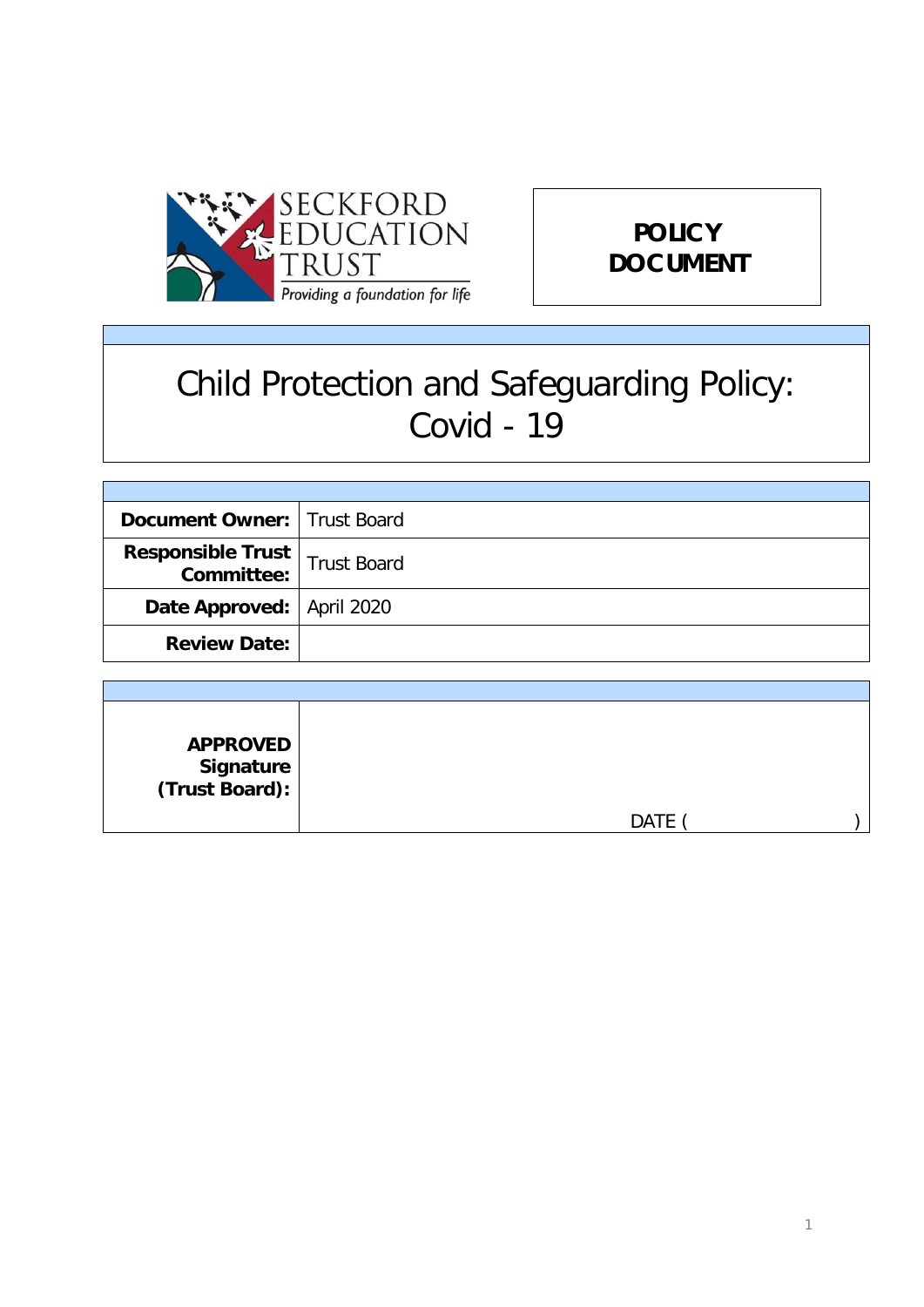SECKFORD EDUCATION TRUST

*Providing a foundation for life*

**POLICY DOCUMENT**

# Child Protection and Safeguarding Policy: Covid - 19

| | |
|---|---|
| **Document Owner:** | Trust Board |
| **Responsible Trust Committee:** | Trust Board |
| **Date Approved:** | April 2020 |
| **Review Date:** | |

| | |
|---|---|
| **APPROVED Signature (Trust Board):** | DATE ( ) |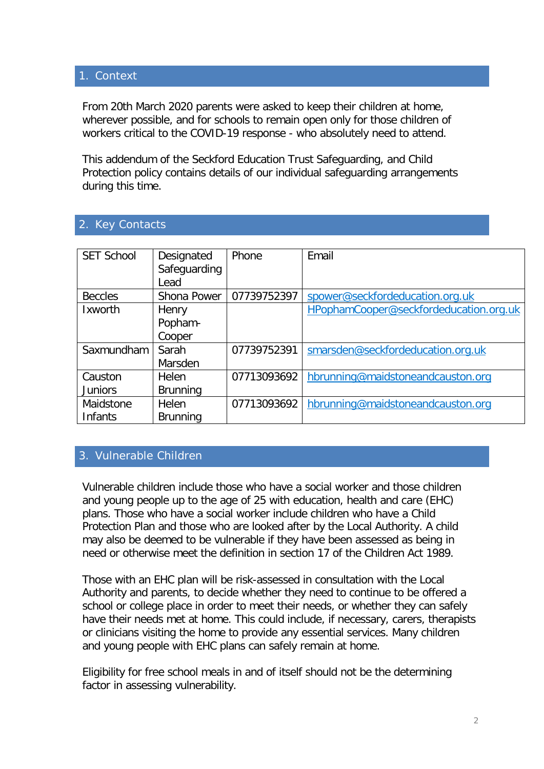## 1. Context

From 20th March 2020 parents were asked to keep their children at home, wherever possible, and for schools to remain open only for those children of workers critical to the COVID-19 response - who absolutely need to attend.

This addendum of the Seckford Education Trust Safeguarding, and Child Protection policy contains details of our individual safeguarding arrangements during this time.

## 2. Key Contacts

| SET School | Designated Safeguarding Lead | Phone | Email |
|---|---|---|---|
| Beccles | Shona Power | 07739752397 | spower@seckfordeducation.org.uk |
| Ixworth | Henry Popham-Cooper | | HPophamCooper@seckfordeducation.org.uk |
| Saxmundham | Sarah Marsden | 07739752391 | smarsden@seckfordeducation.org.uk |
| Causton Juniors | Helen Brunning | 07713093692 | hbrunning@maidstoneandcauston.org |
| Maidstone Infants | Helen Brunning | 07713093692 | hbrunning@maidstoneandcauston.org |

## 3. Vulnerable Children

Vulnerable children include those who have a social worker and those children and young people up to the age of 25 with education, health and care (EHC) plans. Those who have a social worker include children who have a Child Protection Plan and those who are looked after by the Local Authority. A child may also be deemed to be vulnerable if they have been assessed as being in need or otherwise meet the definition in section 17 of the Children Act 1989.

Those with an EHC plan will be risk-assessed in consultation with the Local Authority and parents, to decide whether they need to continue to be offered a school or college place in order to meet their needs, or whether they can safely have their needs met at home. This could include, if necessary, carers, therapists or clinicians visiting the home to provide any essential services. Many children and young people with EHC plans can safely remain at home.

Eligibility for free school meals in and of itself should not be the determining factor in assessing vulnerability.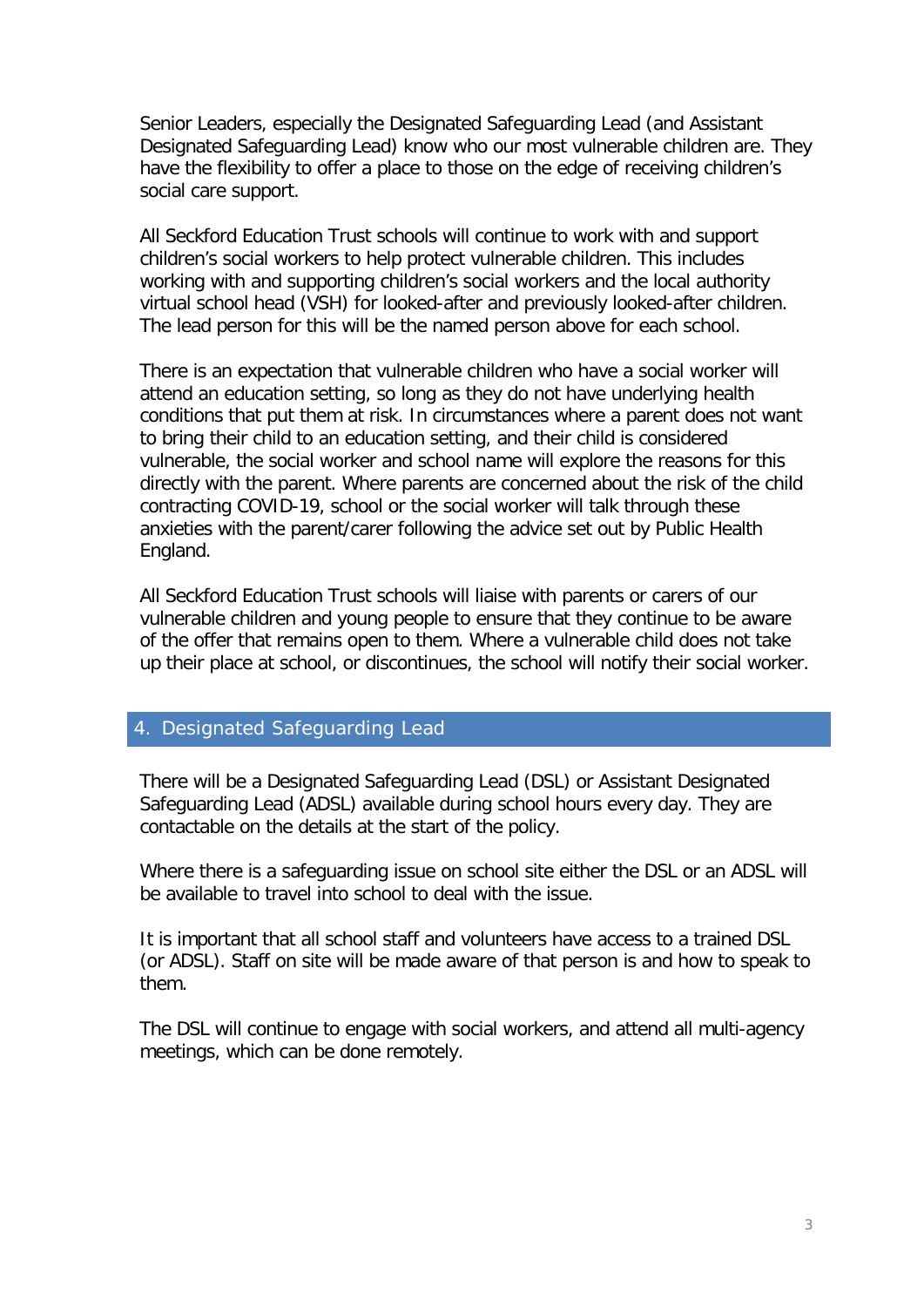Senior Leaders, especially the Designated Safeguarding Lead (and Assistant Designated Safeguarding Lead) know who our most vulnerable children are. They have the flexibility to offer a place to those on the edge of receiving children's social care support.

All Seckford Education Trust schools will continue to work with and support children's social workers to help protect vulnerable children. This includes working with and supporting children's social workers and the local authority virtual school head (VSH) for looked-after and previously looked-after children. The lead person for this will be the named person above for each school.

There is an expectation that vulnerable children who have a social worker will attend an education setting, so long as they do not have underlying health conditions that put them at risk. In circumstances where a parent does not want to bring their child to an education setting, and their child is considered vulnerable, the social worker and school name will explore the reasons for this directly with the parent. Where parents are concerned about the risk of the child contracting COVID-19, school or the social worker will talk through these anxieties with the parent/carer following the advice set out by Public Health England.

All Seckford Education Trust schools will liaise with parents or carers of our vulnerable children and young people to ensure that they continue to be aware of the offer that remains open to them. Where a vulnerable child does not take up their place at school, or discontinues, the school will notify their social worker.

## 4. Designated Safeguarding Lead

There will be a Designated Safeguarding Lead (DSL) or Assistant Designated Safeguarding Lead (ADSL) available during school hours every day. They are contactable on the details at the start of the policy.

Where there is a safeguarding issue on school site either the DSL or an ADSL will be available to travel into school to deal with the issue.

It is important that all school staff and volunteers have access to a trained DSL (or ADSL). Staff on site will be made aware of that person is and how to speak to them.

The DSL will continue to engage with social workers, and attend all multi-agency meetings, which can be done remotely.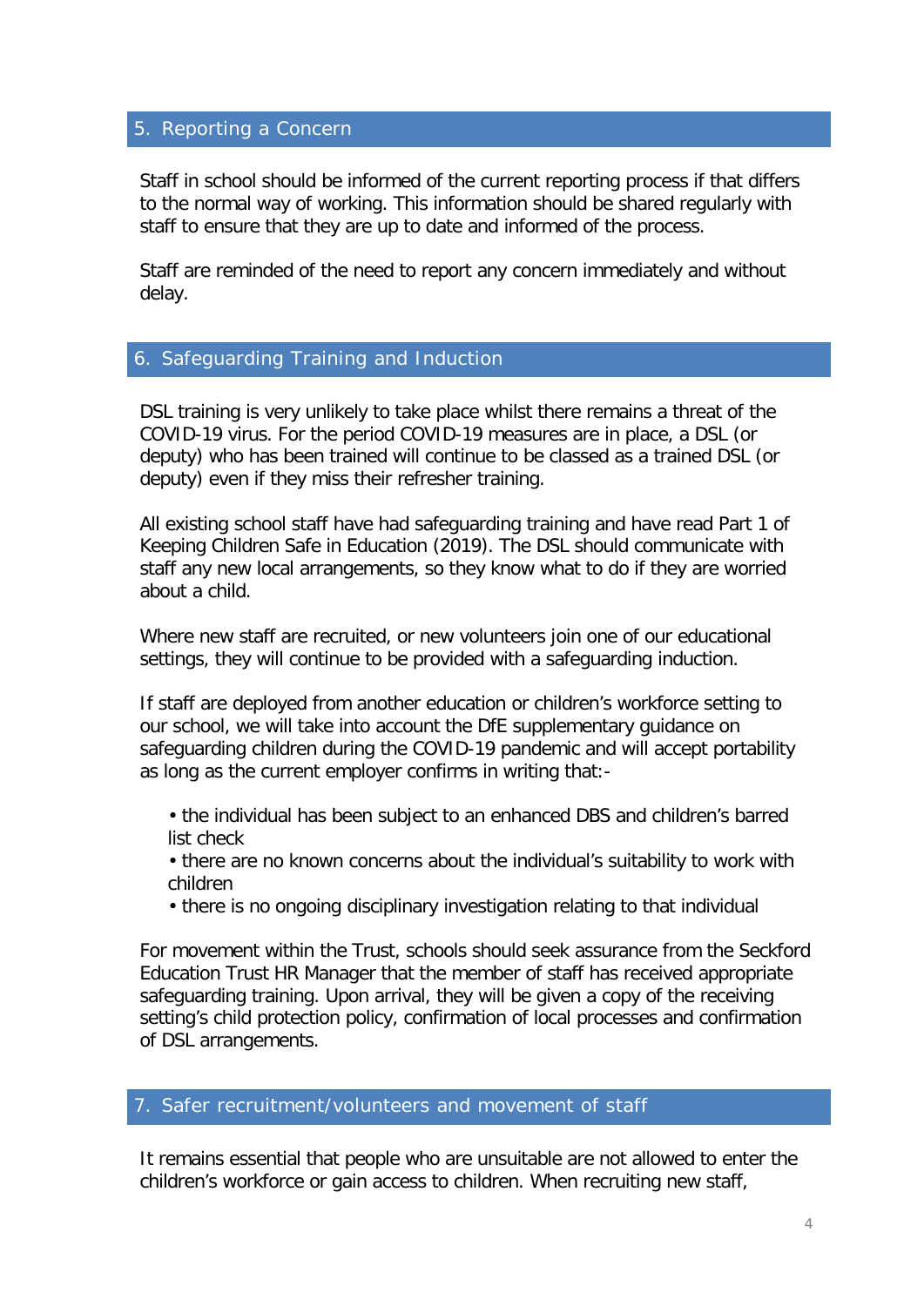## 5. Reporting a Concern

Staff in school should be informed of the current reporting process if that differs to the normal way of working. This information should be shared regularly with staff to ensure that they are up to date and informed of the process.

Staff are reminded of the need to report any concern immediately and without delay.

## 6. Safeguarding Training and Induction

DSL training is very unlikely to take place whilst there remains a threat of the COVID-19 virus. For the period COVID-19 measures are in place, a DSL (or deputy) who has been trained will continue to be classed as a trained DSL (or deputy) even if they miss their refresher training.

All existing school staff have had safeguarding training and have read Part 1 of Keeping Children Safe in Education (2019). The DSL should communicate with staff any new local arrangements, so they know what to do if they are worried about a child.

Where new staff are recruited, or new volunteers join one of our educational settings, they will continue to be provided with a safeguarding induction.

If staff are deployed from another education or children's workforce setting to our school, we will take into account the DfE supplementary guidance on safeguarding children during the COVID-19 pandemic and will accept portability as long as the current employer confirms in writing that:-

- the individual has been subject to an enhanced DBS and children's barred list check
- there are no known concerns about the individual's suitability to work with children
- there is no ongoing disciplinary investigation relating to that individual

For movement within the Trust, schools should seek assurance from the Seckford Education Trust HR Manager that the member of staff has received appropriate safeguarding training. Upon arrival, they will be given a copy of the receiving setting's child protection policy, confirmation of local processes and confirmation of DSL arrangements.

## 7. Safer recruitment/volunteers and movement of staff

It remains essential that people who are unsuitable are not allowed to enter the children's workforce or gain access to children. When recruiting new staff,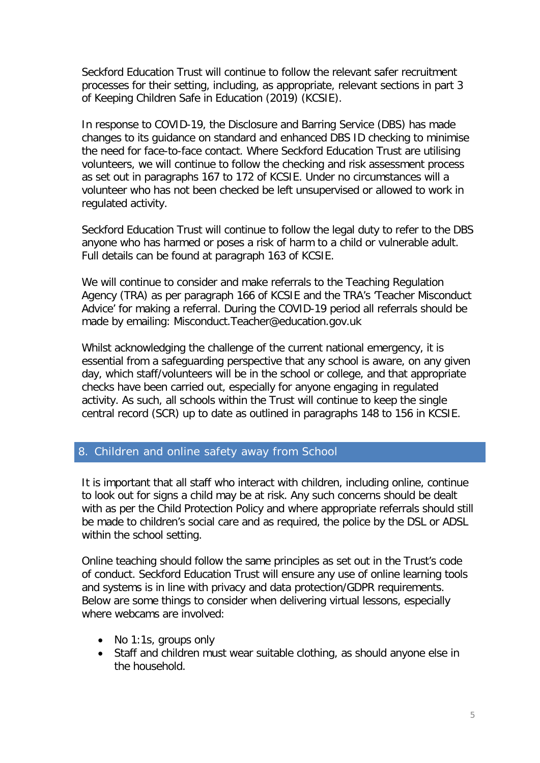Seckford Education Trust will continue to follow the relevant safer recruitment processes for their setting, including, as appropriate, relevant sections in part 3 of Keeping Children Safe in Education (2019) (KCSIE).

In response to COVID-19, the Disclosure and Barring Service (DBS) has made changes to its guidance on standard and enhanced DBS ID checking to minimise the need for face-to-face contact. Where Seckford Education Trust are utilising volunteers, we will continue to follow the checking and risk assessment process as set out in paragraphs 167 to 172 of KCSIE. Under no circumstances will a volunteer who has not been checked be left unsupervised or allowed to work in regulated activity.

Seckford Education Trust will continue to follow the legal duty to refer to the DBS anyone who has harmed or poses a risk of harm to a child or vulnerable adult. Full details can be found at paragraph 163 of KCSIE.

We will continue to consider and make referrals to the Teaching Regulation Agency (TRA) as per paragraph 166 of KCSIE and the TRA's 'Teacher Misconduct Advice' for making a referral. During the COVID-19 period all referrals should be made by emailing: Misconduct.Teacher@education.gov.uk

Whilst acknowledging the challenge of the current national emergency, it is essential from a safeguarding perspective that any school is aware, on any given day, which staff/volunteers will be in the school or college, and that appropriate checks have been carried out, especially for anyone engaging in regulated activity. As such, all schools within the Trust will continue to keep the single central record (SCR) up to date as outlined in paragraphs 148 to 156 in KCSIE.

## 8. Children and online safety away from School

It is important that all staff who interact with children, including online, continue to look out for signs a child may be at risk. Any such concerns should be dealt with as per the Child Protection Policy and where appropriate referrals should still be made to children's social care and as required, the police by the DSL or ADSL within the school setting.

Online teaching should follow the same principles as set out in the Trust's code of conduct. Seckford Education Trust will ensure any use of online learning tools and systems is in line with privacy and data protection/GDPR requirements. Below are some things to consider when delivering virtual lessons, especially where webcams are involved:

- No 1:1s, groups only
- Staff and children must wear suitable clothing, as should anyone else in the household.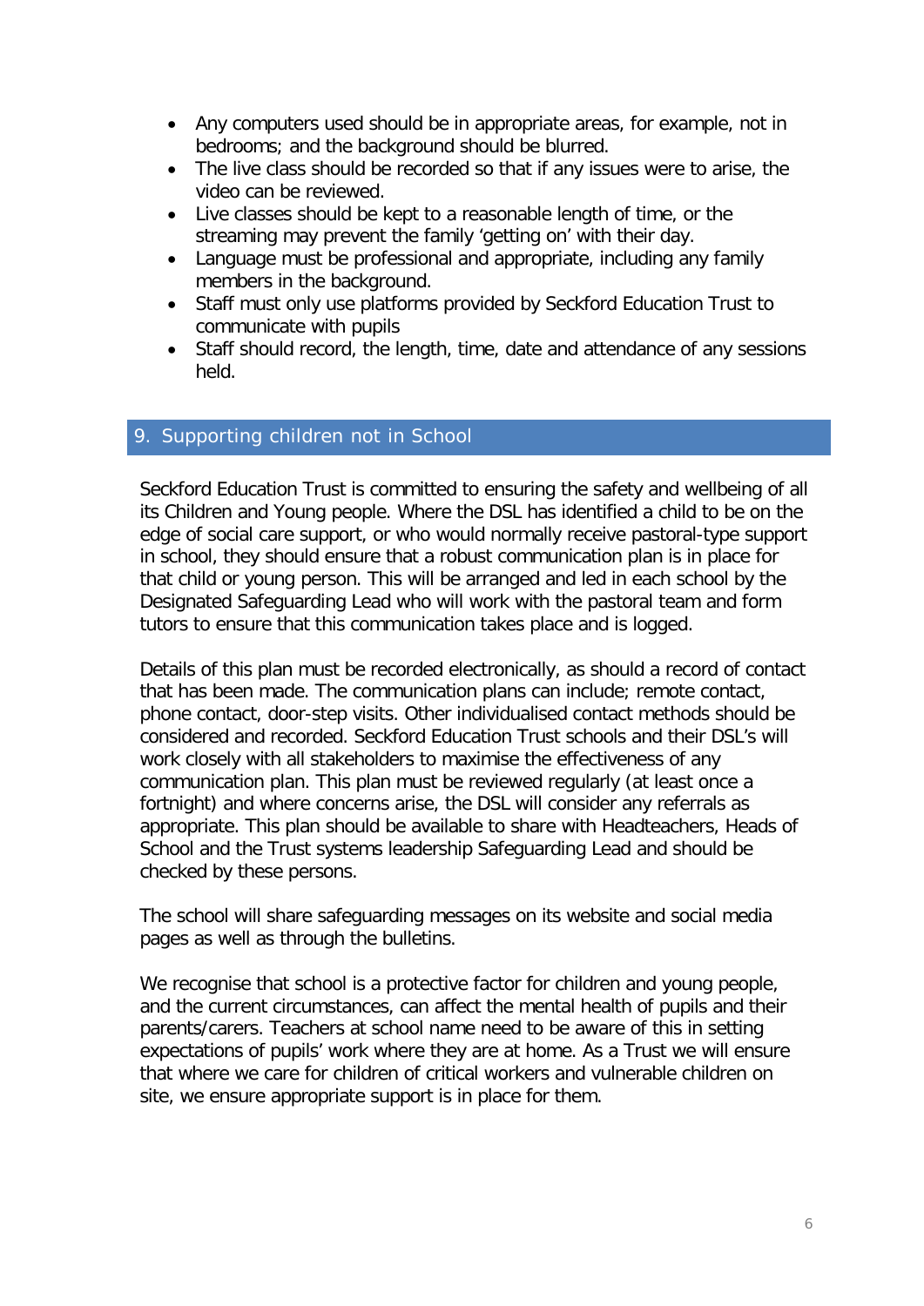- Any computers used should be in appropriate areas, for example, not in bedrooms; and the background should be blurred.
- The live class should be recorded so that if any issues were to arise, the video can be reviewed.
- Live classes should be kept to a reasonable length of time, or the streaming may prevent the family 'getting on' with their day.
- Language must be professional and appropriate, including any family members in the background.
- Staff must only use platforms provided by Seckford Education Trust to communicate with pupils
- Staff should record, the length, time, date and attendance of any sessions held.

## 9. Supporting children not in School

Seckford Education Trust is committed to ensuring the safety and wellbeing of all its Children and Young people. Where the DSL has identified a child to be on the edge of social care support, or who would normally receive pastoral-type support in school, they should ensure that a robust communication plan is in place for that child or young person. This will be arranged and led in each school by the Designated Safeguarding Lead who will work with the pastoral team and form tutors to ensure that this communication takes place and is logged.

Details of this plan must be recorded electronically, as should a record of contact that has been made. The communication plans can include; remote contact, phone contact, door-step visits. Other individualised contact methods should be considered and recorded. Seckford Education Trust schools and their DSL's will work closely with all stakeholders to maximise the effectiveness of any communication plan. This plan must be reviewed regularly (at least once a fortnight) and where concerns arise, the DSL will consider any referrals as appropriate. This plan should be available to share with Headteachers, Heads of School and the Trust systems leadership Safeguarding Lead and should be checked by these persons.

The school will share safeguarding messages on its website and social media pages as well as through the bulletins.

We recognise that school is a protective factor for children and young people, and the current circumstances, can affect the mental health of pupils and their parents/carers. Teachers at school name need to be aware of this in setting expectations of pupils' work where they are at home. As a Trust we will ensure that where we care for children of critical workers and vulnerable children on site, we ensure appropriate support is in place for them.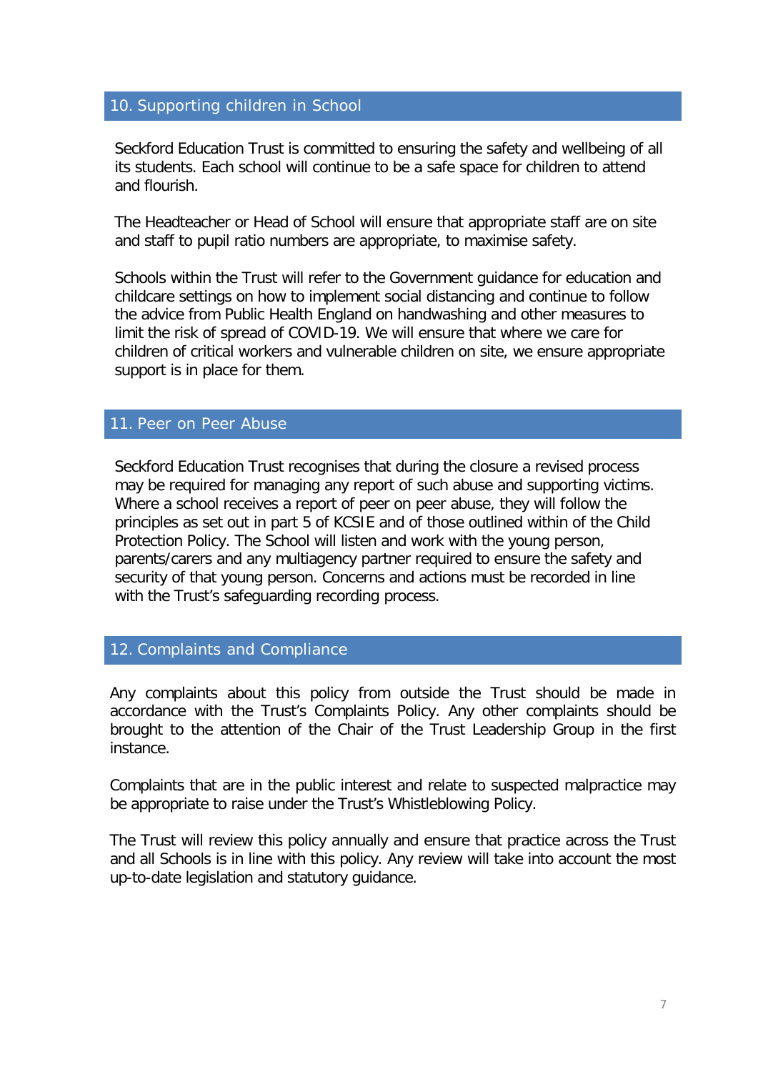## 10. Supporting children in School

Seckford Education Trust is committed to ensuring the safety and wellbeing of all its students. Each school will continue to be a safe space for children to attend and flourish.

The Headteacher or Head of School will ensure that appropriate staff are on site and staff to pupil ratio numbers are appropriate, to maximise safety.

Schools within the Trust will refer to the Government guidance for education and childcare settings on how to implement social distancing and continue to follow the advice from Public Health England on handwashing and other measures to limit the risk of spread of COVID-19. We will ensure that where we care for children of critical workers and vulnerable children on site, we ensure appropriate support is in place for them.

## 11. Peer on Peer Abuse

Seckford Education Trust recognises that during the closure a revised process may be required for managing any report of such abuse and supporting victims. Where a school receives a report of peer on peer abuse, they will follow the principles as set out in part 5 of KCSIE and of those outlined within of the Child Protection Policy. The School will listen and work with the young person, parents/carers and any multiagency partner required to ensure the safety and security of that young person. Concerns and actions must be recorded in line with the Trust's safeguarding recording process.

## 12. Complaints and Compliance

Any complaints about this policy from outside the Trust should be made in accordance with the Trust's Complaints Policy. Any other complaints should be brought to the attention of the Chair of the Trust Leadership Group in the first instance.

Complaints that are in the public interest and relate to suspected malpractice may be appropriate to raise under the Trust's Whistleblowing Policy.

The Trust will review this policy annually and ensure that practice across the Trust and all Schools is in line with this policy. Any review will take into account the most up-to-date legislation and statutory guidance.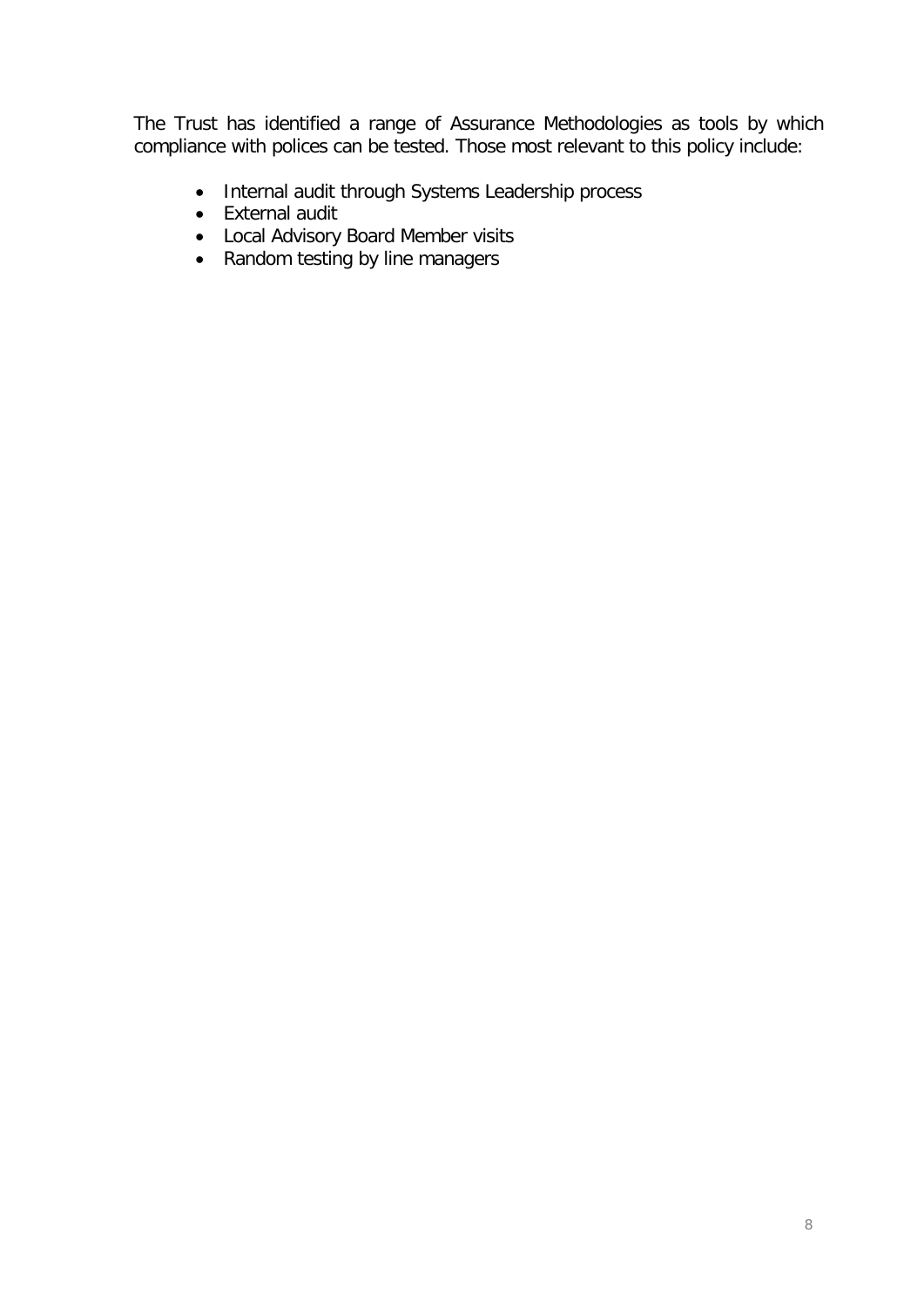The Trust has identified a range of Assurance Methodologies as tools by which compliance with polices can be tested. Those most relevant to this policy include:

- Internal audit through Systems Leadership process
- External audit
- Local Advisory Board Member visits
- Random testing by line managers